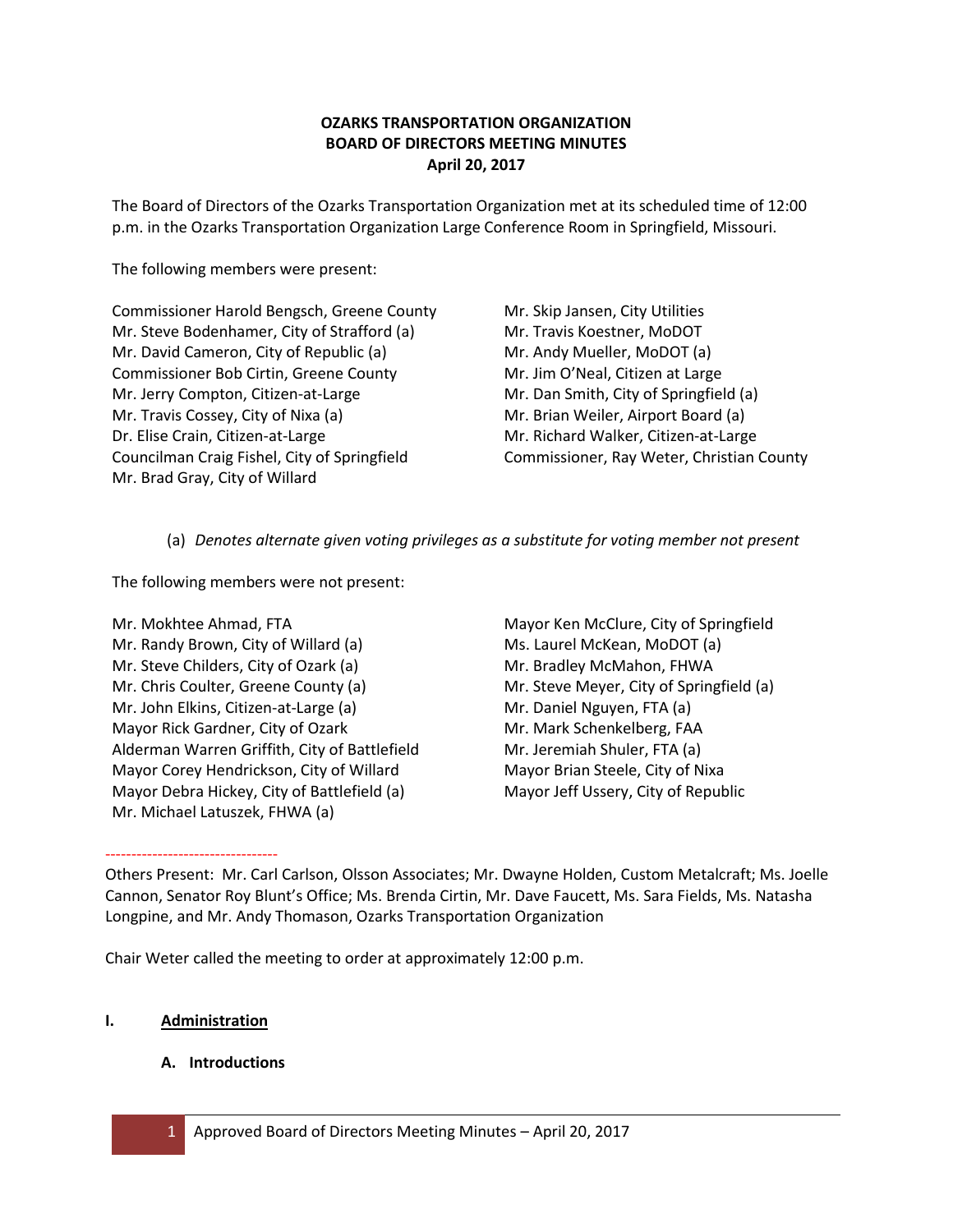**OZARKS TRANSPORTATION ORGANIZATION**
**BOARD OF DIRECTORS MEETING MINUTES**
**April 20, 2017**

The Board of Directors of the Ozarks Transportation Organization met at its scheduled time of 12:00 p.m. in the Ozarks Transportation Organization Large Conference Room in Springfield, Missouri.

The following members were present:

Commissioner Harold Bengsch, Greene County
Mr. Steve Bodenhamer, City of Strafford (a)
Mr. David Cameron, City of Republic (a)
Commissioner Bob Cirtin, Greene County
Mr. Jerry Compton, Citizen-at-Large
Mr. Travis Cossey, City of Nixa (a)
Dr. Elise Crain, Citizen-at-Large
Councilman Craig Fishel, City of Springfield
Mr. Brad Gray, City of Willard
Mr. Skip Jansen, City Utilities
Mr. Travis Koestner, MoDOT
Mr. Andy Mueller, MoDOT (a)
Mr. Jim O'Neal, Citizen at Large
Mr. Dan Smith, City of Springfield (a)
Mr. Brian Weiler, Airport Board (a)
Mr. Richard Walker, Citizen-at-Large
Commissioner, Ray Weter, Christian County

(a) *Denotes alternate given voting privileges as a substitute for voting member not present*

The following members were not present:

Mr. Mokhtee Ahmad, FTA
Mr. Randy Brown, City of Willard (a)
Mr. Steve Childers, City of Ozark (a)
Mr. Chris Coulter, Greene County (a)
Mr. John Elkins, Citizen-at-Large (a)
Mayor Rick Gardner, City of Ozark
Alderman Warren Griffith, City of Battlefield
Mayor Corey Hendrickson, City of Willard
Mayor Debra Hickey, City of Battlefield (a)
Mr. Michael Latuszek, FHWA (a)
Mayor Ken McClure, City of Springfield
Ms. Laurel McKean, MoDOT (a)
Mr. Bradley McMahon, FHWA
Mr. Steve Meyer, City of Springfield (a)
Mr. Daniel Nguyen, FTA (a)
Mr. Mark Schenkelberg, FAA
Mr. Jeremiah Shuler, FTA (a)
Mayor Brian Steele, City of Nixa
Mayor Jeff Ussery, City of Republic

---

Others Present: Mr. Carl Carlson, Olsson Associates; Mr. Dwayne Holden, Custom Metalcraft; Ms. Joelle Cannon, Senator Roy Blunt's Office; Ms. Brenda Cirtin, Mr. Dave Faucett, Ms. Sara Fields, Ms. Natasha Longpine, and Mr. Andy Thomason, Ozarks Transportation Organization

Chair Weter called the meeting to order at approximately 12:00 p.m.

## I. Administration

### A. Introductions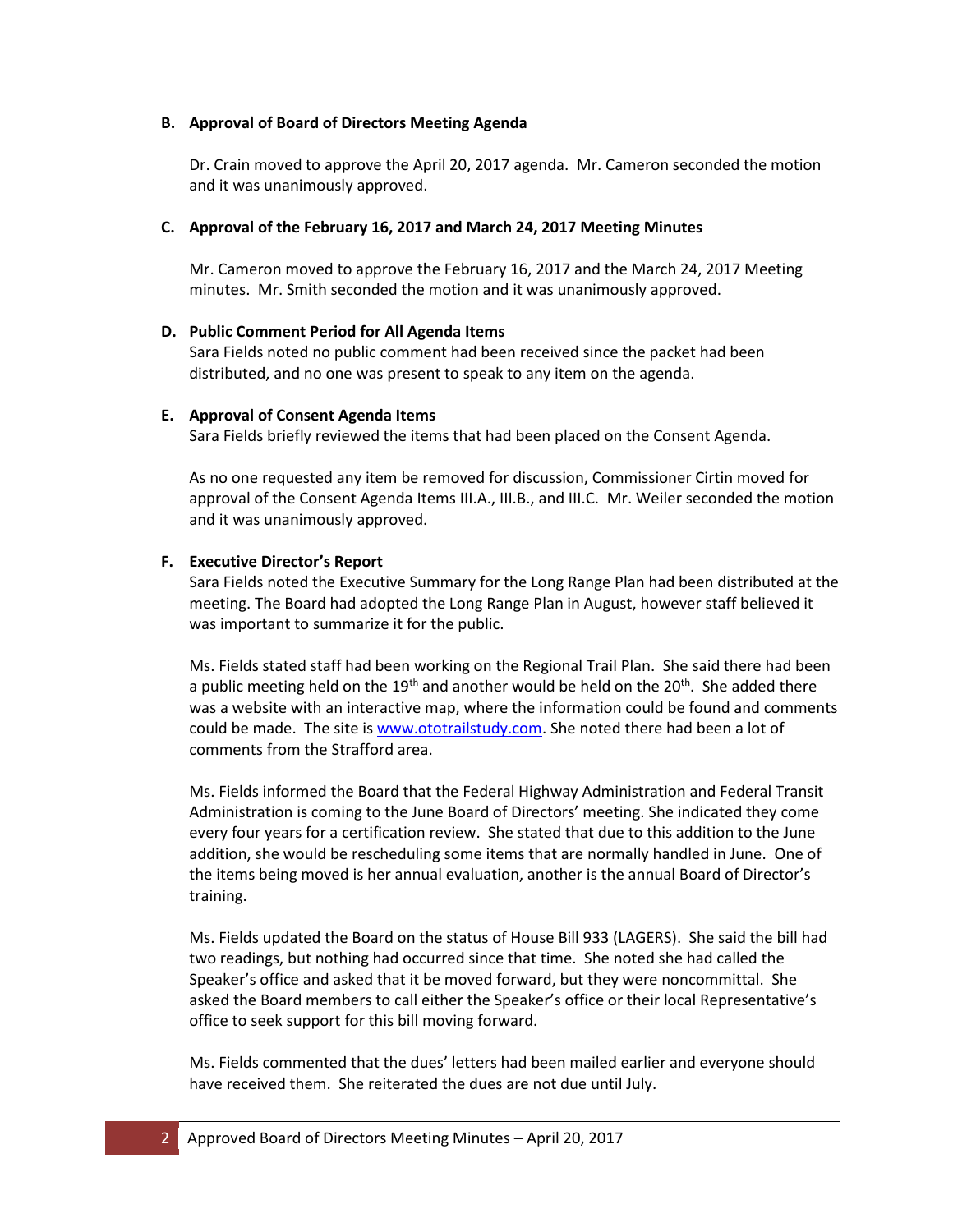### B. Approval of Board of Directors Meeting Agenda

Dr. Crain moved to approve the April 20, 2017 agenda. Mr. Cameron seconded the motion and it was unanimously approved.

### C. Approval of the February 16, 2017 and March 24, 2017 Meeting Minutes

Mr. Cameron moved to approve the February 16, 2017 and the March 24, 2017 Meeting minutes. Mr. Smith seconded the motion and it was unanimously approved.

### D. Public Comment Period for All Agenda Items

Sara Fields noted no public comment had been received since the packet had been distributed, and no one was present to speak to any item on the agenda.

### E. Approval of Consent Agenda Items

Sara Fields briefly reviewed the items that had been placed on the Consent Agenda.

As no one requested any item be removed for discussion, Commissioner Cirtin moved for approval of the Consent Agenda Items III.A., III.B., and III.C. Mr. Weiler seconded the motion and it was unanimously approved.

### F. Executive Director's Report

Sara Fields noted the Executive Summary for the Long Range Plan had been distributed at the meeting. The Board had adopted the Long Range Plan in August, however staff believed it was important to summarize it for the public.

Ms. Fields stated staff had been working on the Regional Trail Plan. She said there had been a public meeting held on the 19th and another would be held on the 20th. She added there was a website with an interactive map, where the information could be found and comments could be made. The site is [www.ototrailstudy.com](http://www.ototrailstudy.com). She noted there had been a lot of comments from the Strafford area.

Ms. Fields informed the Board that the Federal Highway Administration and Federal Transit Administration is coming to the June Board of Directors' meeting. She indicated they come every four years for a certification review. She stated that due to this addition to the June addition, she would be rescheduling some items that are normally handled in June. One of the items being moved is her annual evaluation, another is the annual Board of Director's training.

Ms. Fields updated the Board on the status of House Bill 933 (LAGERS). She said the bill had two readings, but nothing had occurred since that time. She noted she had called the Speaker's office and asked that it be moved forward, but they were noncommittal. She asked the Board members to call either the Speaker's office or their local Representative's office to seek support for this bill moving forward.

Ms. Fields commented that the dues' letters had been mailed earlier and everyone should have received them. She reiterated the dues are not due until July.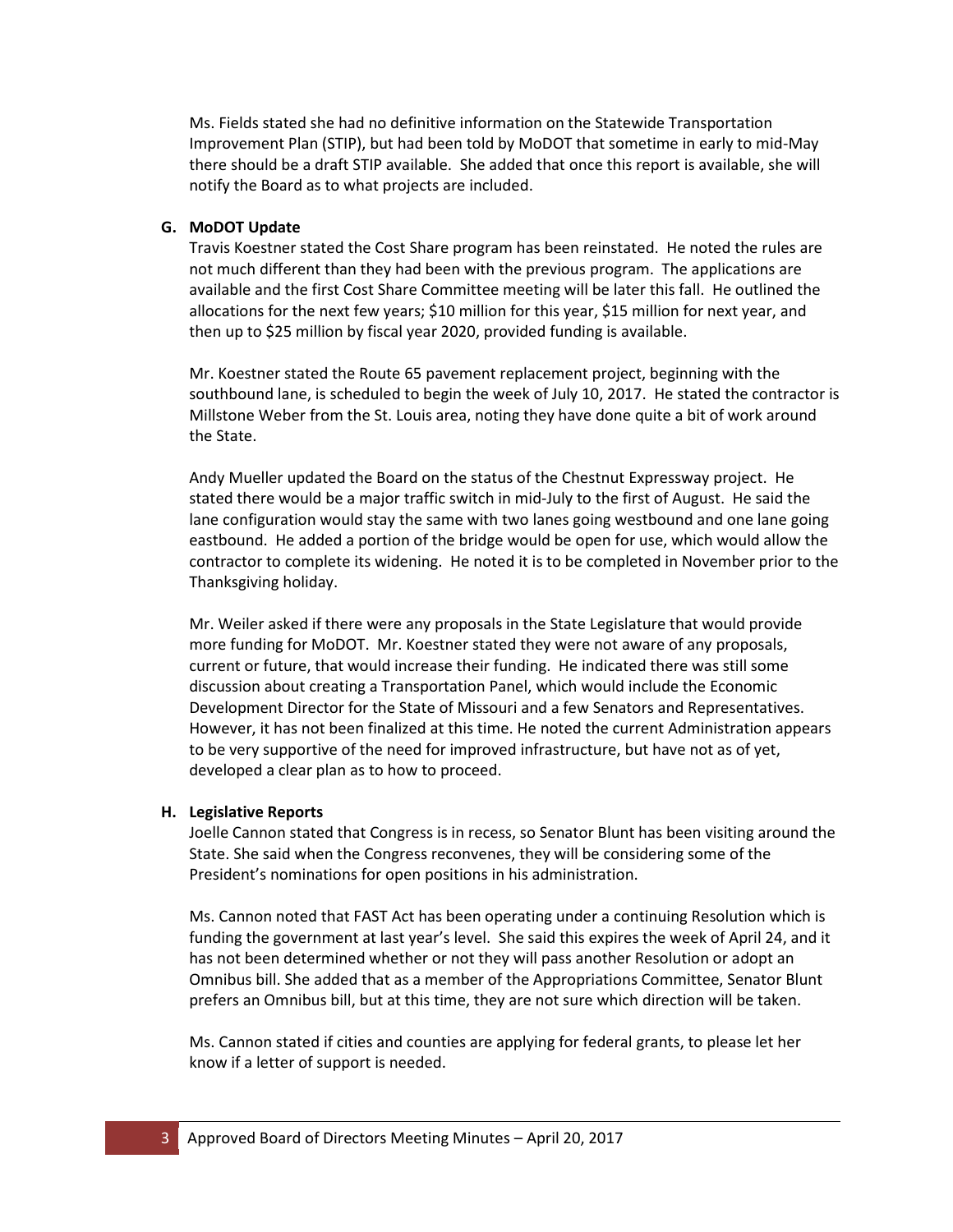Ms. Fields stated she had no definitive information on the Statewide Transportation Improvement Plan (STIP), but had been told by MoDOT that sometime in early to mid-May there should be a draft STIP available. She added that once this report is available, she will notify the Board as to what projects are included.

**G. MoDOT Update**

Travis Koestner stated the Cost Share program has been reinstated. He noted the rules are not much different than they had been with the previous program. The applications are available and the first Cost Share Committee meeting will be later this fall. He outlined the allocations for the next few years; $10 million for this year, $15 million for next year, and then up to $25 million by fiscal year 2020, provided funding is available.

Mr. Koestner stated the Route 65 pavement replacement project, beginning with the southbound lane, is scheduled to begin the week of July 10, 2017. He stated the contractor is Millstone Weber from the St. Louis area, noting they have done quite a bit of work around the State.

Andy Mueller updated the Board on the status of the Chestnut Expressway project. He stated there would be a major traffic switch in mid-July to the first of August. He said the lane configuration would stay the same with two lanes going westbound and one lane going eastbound. He added a portion of the bridge would be open for use, which would allow the contractor to complete its widening. He noted it is to be completed in November prior to the Thanksgiving holiday.

Mr. Weiler asked if there were any proposals in the State Legislature that would provide more funding for MoDOT. Mr. Koestner stated they were not aware of any proposals, current or future, that would increase their funding. He indicated there was still some discussion about creating a Transportation Panel, which would include the Economic Development Director for the State of Missouri and a few Senators and Representatives. However, it has not been finalized at this time. He noted the current Administration appears to be very supportive of the need for improved infrastructure, but have not as of yet, developed a clear plan as to how to proceed.

**H. Legislative Reports**

Joelle Cannon stated that Congress is in recess, so Senator Blunt has been visiting around the State. She said when the Congress reconvenes, they will be considering some of the President's nominations for open positions in his administration.

Ms. Cannon noted that FAST Act has been operating under a continuing Resolution which is funding the government at last year's level. She said this expires the week of April 24, and it has not been determined whether or not they will pass another Resolution or adopt an Omnibus bill. She added that as a member of the Appropriations Committee, Senator Blunt prefers an Omnibus bill, but at this time, they are not sure which direction will be taken.

Ms. Cannon stated if cities and counties are applying for federal grants, to please let her know if a letter of support is needed.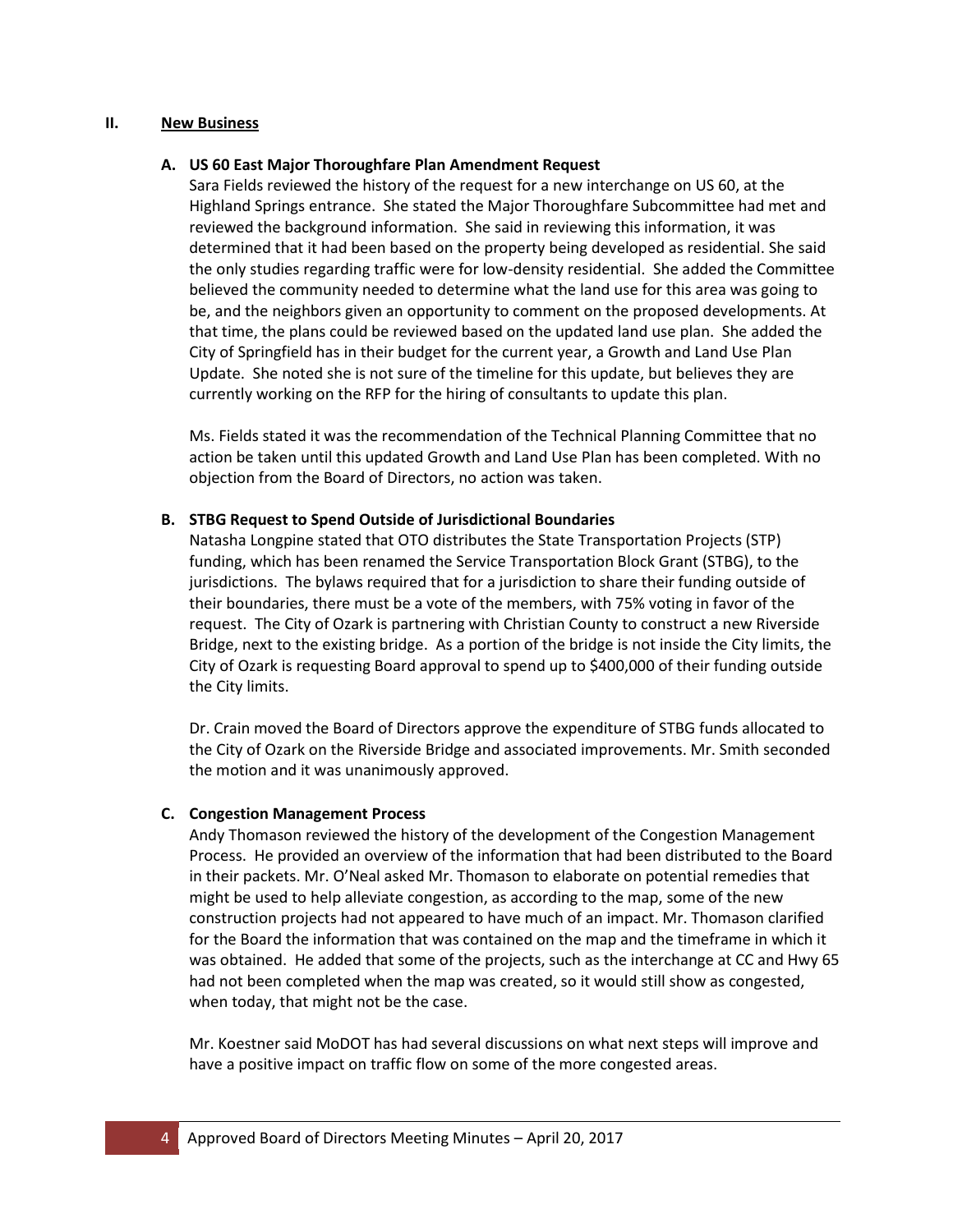## II. New Business

### A. US 60 East Major Thoroughfare Plan Amendment Request

Sara Fields reviewed the history of the request for a new interchange on US 60, at the Highland Springs entrance. She stated the Major Thoroughfare Subcommittee had met and reviewed the background information. She said in reviewing this information, it was determined that it had been based on the property being developed as residential. She said the only studies regarding traffic were for low-density residential. She added the Committee believed the community needed to determine what the land use for this area was going to be, and the neighbors given an opportunity to comment on the proposed developments. At that time, the plans could be reviewed based on the updated land use plan. She added the City of Springfield has in their budget for the current year, a Growth and Land Use Plan Update. She noted she is not sure of the timeline for this update, but believes they are currently working on the RFP for the hiring of consultants to update this plan.

Ms. Fields stated it was the recommendation of the Technical Planning Committee that no action be taken until this updated Growth and Land Use Plan has been completed. With no objection from the Board of Directors, no action was taken.

### B. STBG Request to Spend Outside of Jurisdictional Boundaries

Natasha Longpine stated that OTO distributes the State Transportation Projects (STP) funding, which has been renamed the Service Transportation Block Grant (STBG), to the jurisdictions. The bylaws required that for a jurisdiction to share their funding outside of their boundaries, there must be a vote of the members, with 75% voting in favor of the request. The City of Ozark is partnering with Christian County to construct a new Riverside Bridge, next to the existing bridge. As a portion of the bridge is not inside the City limits, the City of Ozark is requesting Board approval to spend up to $400,000 of their funding outside the City limits.

Dr. Crain moved the Board of Directors approve the expenditure of STBG funds allocated to the City of Ozark on the Riverside Bridge and associated improvements. Mr. Smith seconded the motion and it was unanimously approved.

### C. Congestion Management Process

Andy Thomason reviewed the history of the development of the Congestion Management Process. He provided an overview of the information that had been distributed to the Board in their packets. Mr. O'Neal asked Mr. Thomason to elaborate on potential remedies that might be used to help alleviate congestion, as according to the map, some of the new construction projects had not appeared to have much of an impact. Mr. Thomason clarified for the Board the information that was contained on the map and the timeframe in which it was obtained. He added that some of the projects, such as the interchange at CC and Hwy 65 had not been completed when the map was created, so it would still show as congested, when today, that might not be the case.

Mr. Koestner said MoDOT has had several discussions on what next steps will improve and have a positive impact on traffic flow on some of the more congested areas.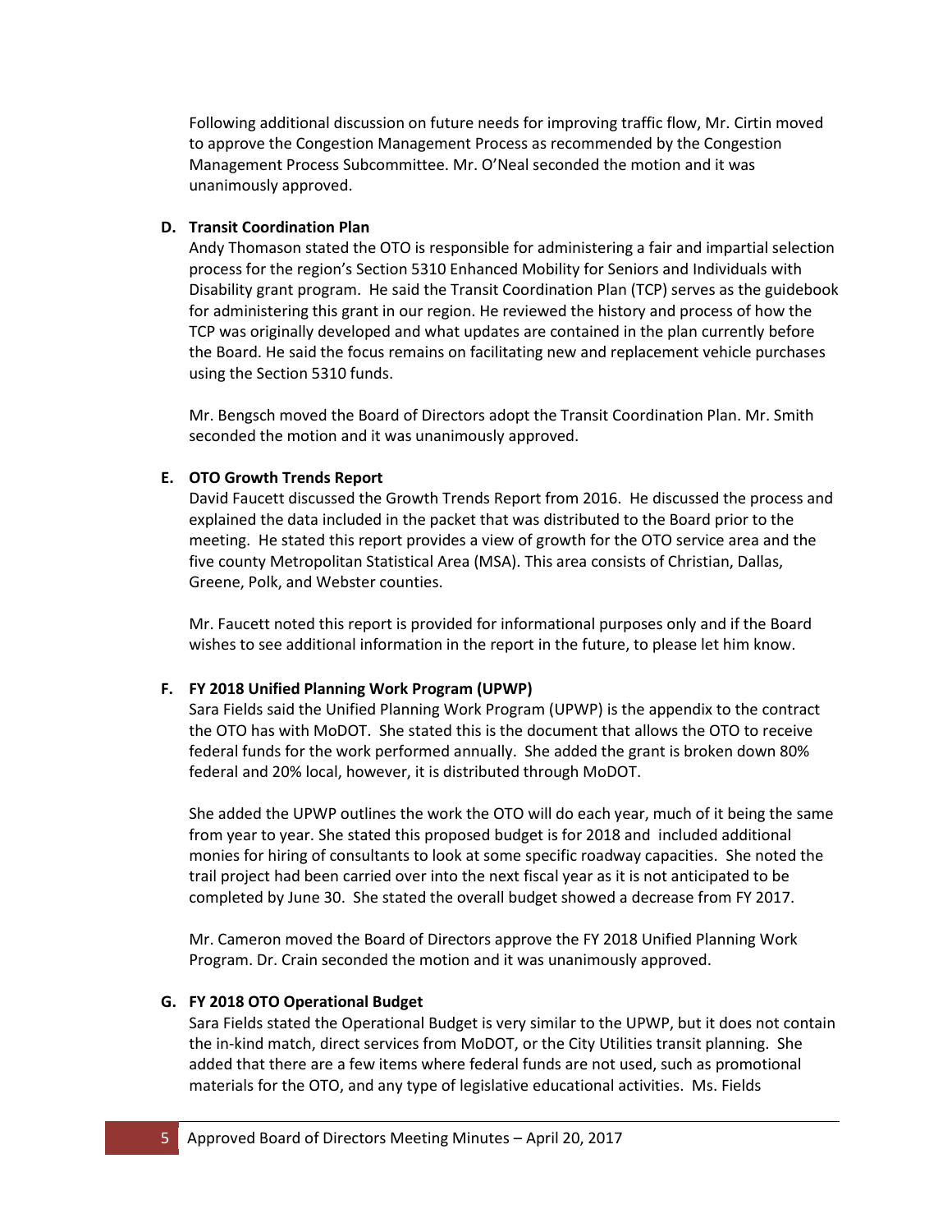Following additional discussion on future needs for improving traffic flow, Mr. Cirtin moved to approve the Congestion Management Process as recommended by the Congestion Management Process Subcommittee. Mr. O'Neal seconded the motion and it was unanimously approved.

**D. Transit Coordination Plan**

Andy Thomason stated the OTO is responsible for administering a fair and impartial selection process for the region's Section 5310 Enhanced Mobility for Seniors and Individuals with Disability grant program. He said the Transit Coordination Plan (TCP) serves as the guidebook for administering this grant in our region. He reviewed the history and process of how the TCP was originally developed and what updates are contained in the plan currently before the Board. He said the focus remains on facilitating new and replacement vehicle purchases using the Section 5310 funds.

Mr. Bengsch moved the Board of Directors adopt the Transit Coordination Plan. Mr. Smith seconded the motion and it was unanimously approved.

**E. OTO Growth Trends Report**

David Faucett discussed the Growth Trends Report from 2016. He discussed the process and explained the data included in the packet that was distributed to the Board prior to the meeting. He stated this report provides a view of growth for the OTO service area and the five county Metropolitan Statistical Area (MSA). This area consists of Christian, Dallas, Greene, Polk, and Webster counties.

Mr. Faucett noted this report is provided for informational purposes only and if the Board wishes to see additional information in the report in the future, to please let him know.

**F. FY 2018 Unified Planning Work Program (UPWP)**

Sara Fields said the Unified Planning Work Program (UPWP) is the appendix to the contract the OTO has with MoDOT. She stated this is the document that allows the OTO to receive federal funds for the work performed annually. She added the grant is broken down 80% federal and 20% local, however, it is distributed through MoDOT.

She added the UPWP outlines the work the OTO will do each year, much of it being the same from year to year. She stated this proposed budget is for 2018 and included additional monies for hiring of consultants to look at some specific roadway capacities. She noted the trail project had been carried over into the next fiscal year as it is not anticipated to be completed by June 30. She stated the overall budget showed a decrease from FY 2017.

Mr. Cameron moved the Board of Directors approve the FY 2018 Unified Planning Work Program. Dr. Crain seconded the motion and it was unanimously approved.

**G. FY 2018 OTO Operational Budget**

Sara Fields stated the Operational Budget is very similar to the UPWP, but it does not contain the in-kind match, direct services from MoDOT, or the City Utilities transit planning. She added that there are a few items where federal funds are not used, such as promotional materials for the OTO, and any type of legislative educational activities. Ms. Fields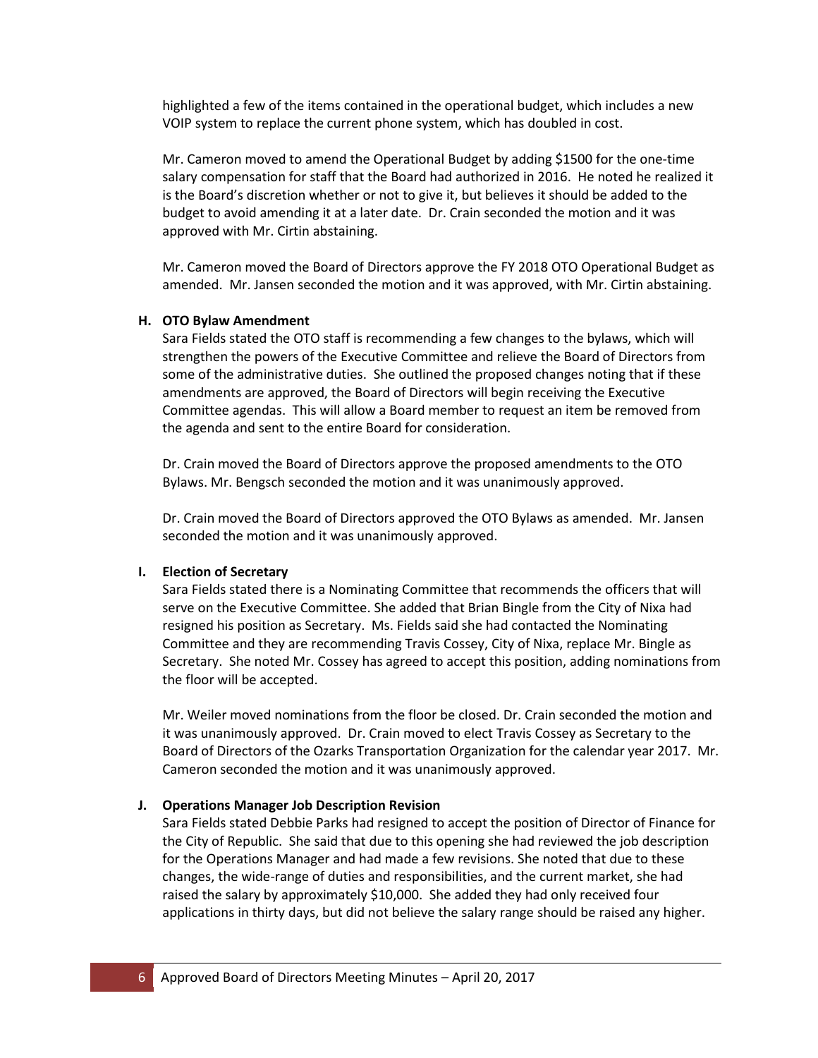highlighted a few of the items contained in the operational budget, which includes a new VOIP system to replace the current phone system, which has doubled in cost.

Mr. Cameron moved to amend the Operational Budget by adding $1500 for the one-time salary compensation for staff that the Board had authorized in 2016. He noted he realized it is the Board's discretion whether or not to give it, but believes it should be added to the budget to avoid amending it at a later date. Dr. Crain seconded the motion and it was approved with Mr. Cirtin abstaining.

Mr. Cameron moved the Board of Directors approve the FY 2018 OTO Operational Budget as amended. Mr. Jansen seconded the motion and it was approved, with Mr. Cirtin abstaining.

**H. OTO Bylaw Amendment**

Sara Fields stated the OTO staff is recommending a few changes to the bylaws, which will strengthen the powers of the Executive Committee and relieve the Board of Directors from some of the administrative duties. She outlined the proposed changes noting that if these amendments are approved, the Board of Directors will begin receiving the Executive Committee agendas. This will allow a Board member to request an item be removed from the agenda and sent to the entire Board for consideration.

Dr. Crain moved the Board of Directors approve the proposed amendments to the OTO Bylaws. Mr. Bengsch seconded the motion and it was unanimously approved.

Dr. Crain moved the Board of Directors approved the OTO Bylaws as amended. Mr. Jansen seconded the motion and it was unanimously approved.

**I. Election of Secretary**

Sara Fields stated there is a Nominating Committee that recommends the officers that will serve on the Executive Committee. She added that Brian Bingle from the City of Nixa had resigned his position as Secretary. Ms. Fields said she had contacted the Nominating Committee and they are recommending Travis Cossey, City of Nixa, replace Mr. Bingle as Secretary. She noted Mr. Cossey has agreed to accept this position, adding nominations from the floor will be accepted.

Mr. Weiler moved nominations from the floor be closed. Dr. Crain seconded the motion and it was unanimously approved. Dr. Crain moved to elect Travis Cossey as Secretary to the Board of Directors of the Ozarks Transportation Organization for the calendar year 2017. Mr. Cameron seconded the motion and it was unanimously approved.

**J. Operations Manager Job Description Revision**

Sara Fields stated Debbie Parks had resigned to accept the position of Director of Finance for the City of Republic. She said that due to this opening she had reviewed the job description for the Operations Manager and had made a few revisions. She noted that due to these changes, the wide-range of duties and responsibilities, and the current market, she had raised the salary by approximately $10,000. She added they had only received four applications in thirty days, but did not believe the salary range should be raised any higher.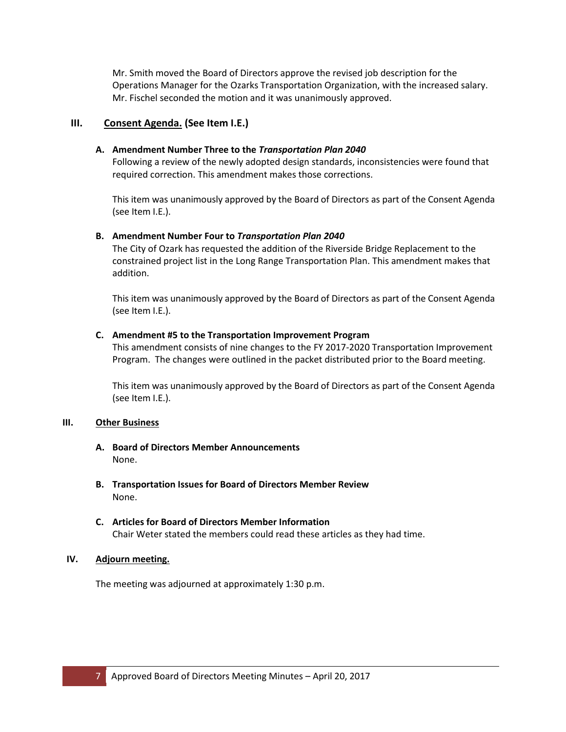Mr. Smith moved the Board of Directors approve the revised job description for the Operations Manager for the Ozarks Transportation Organization, with the increased salary. Mr. Fischel seconded the motion and it was unanimously approved.

## III. Consent Agenda. (See Item I.E.)

**A. Amendment Number Three to the *Transportation Plan 2040***

Following a review of the newly adopted design standards, inconsistencies were found that required correction. This amendment makes those corrections.

This item was unanimously approved by the Board of Directors as part of the Consent Agenda (see Item I.E.).

**B. Amendment Number Four to *Transportation Plan 2040***

The City of Ozark has requested the addition of the Riverside Bridge Replacement to the constrained project list in the Long Range Transportation Plan. This amendment makes that addition.

This item was unanimously approved by the Board of Directors as part of the Consent Agenda (see Item I.E.).

**C. Amendment #5 to the Transportation Improvement Program**

This amendment consists of nine changes to the FY 2017-2020 Transportation Improvement Program. The changes were outlined in the packet distributed prior to the Board meeting.

This item was unanimously approved by the Board of Directors as part of the Consent Agenda (see Item I.E.).

## III. Other Business

**A. Board of Directors Member Announcements**

None.

**B. Transportation Issues for Board of Directors Member Review**

None.

**C. Articles for Board of Directors Member Information**

Chair Weter stated the members could read these articles as they had time.

## IV. Adjourn meeting.

The meeting was adjourned at approximately 1:30 p.m.